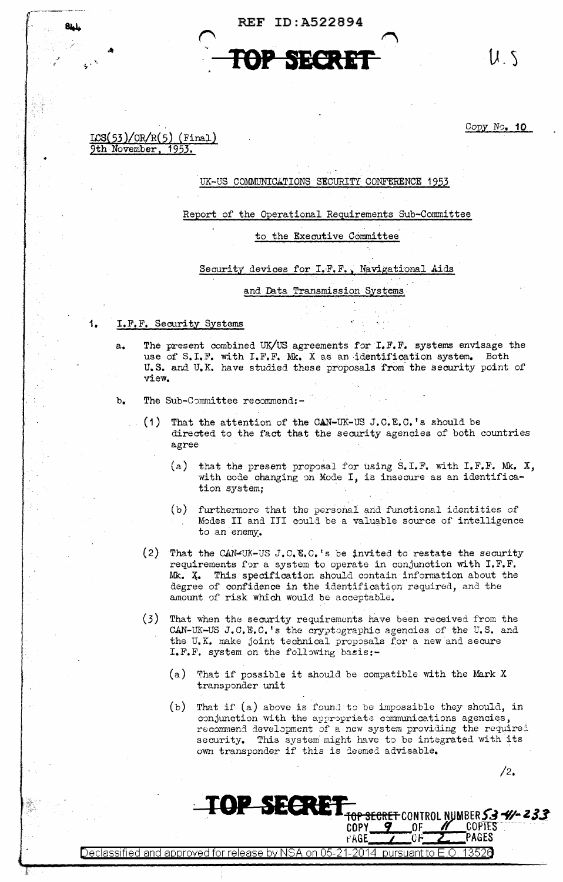REF ID:A522894

TOP SECRET

U.S

Copy No. 10

LCS(53)/OR/R(5) (Final)
9th November, 1953.

UK-US COMMUNICATIONS SECURITY CONFERENCE 1953

Report of the Operational Requirements Sub-Committee

to the Executive Committee

Security devices for I.F.F., Navigational Aids

and Data Transmission Systems

1. I.F.F. Security Systems

   a. The present combined UK/US agreements for I.F.F. systems envisage the use of S.I.F. with I.F.F. Mk. X as an identification system. Both U.S. and U.K. have studied these proposals from the security point of view.

   b. The Sub-Committee recommend:-

      (1) That the attention of the CAN-UK-US J.C.E.C.'s should be directed to the fact that the security agencies of both countries agree

         (a) that the present proposal for using S.I.F. with I.F.F. Mk. X, with code changing on Mode I, is insecure as an identification system;

         (b) furthermore that the personal and functional identities of Modes II and III could be a valuable source of intelligence to an enemy.

      (2) That the CAN-UK-US J.C.E.C.'s be invited to restate the security requirements for a system to operate in conjunction with I.F.F. Mk. X. This specification should contain information about the degree of confidence in the identification required, and the amount of risk which would be acceptable.

      (3) That when the security requirements have been received from the CAN-UK-US J.C.E.C.'s the cryptographic agencies of the U.S. and the U.K. make joint technical proposals for a new and secure I.F.F. system on the following basis:-

         (a) That if possible it should be compatible with the Mark X transponder unit

         (b) That if (a) above is found to be impossible they should, in conjunction with the appropriate communications agencies, recommend development of a new system providing the required security. This system might have to be integrated with its own transponder if this is deemed advisable.

/2.

TOP SECRET

TOP SECRET CONTROL NUMBER 53-41-233
COPY 9 OF 11 COPIES
PAGE 1 OF 2 PAGES

Declassified and approved for release by NSA on 05-21-2014 pursuant to E.O. 13526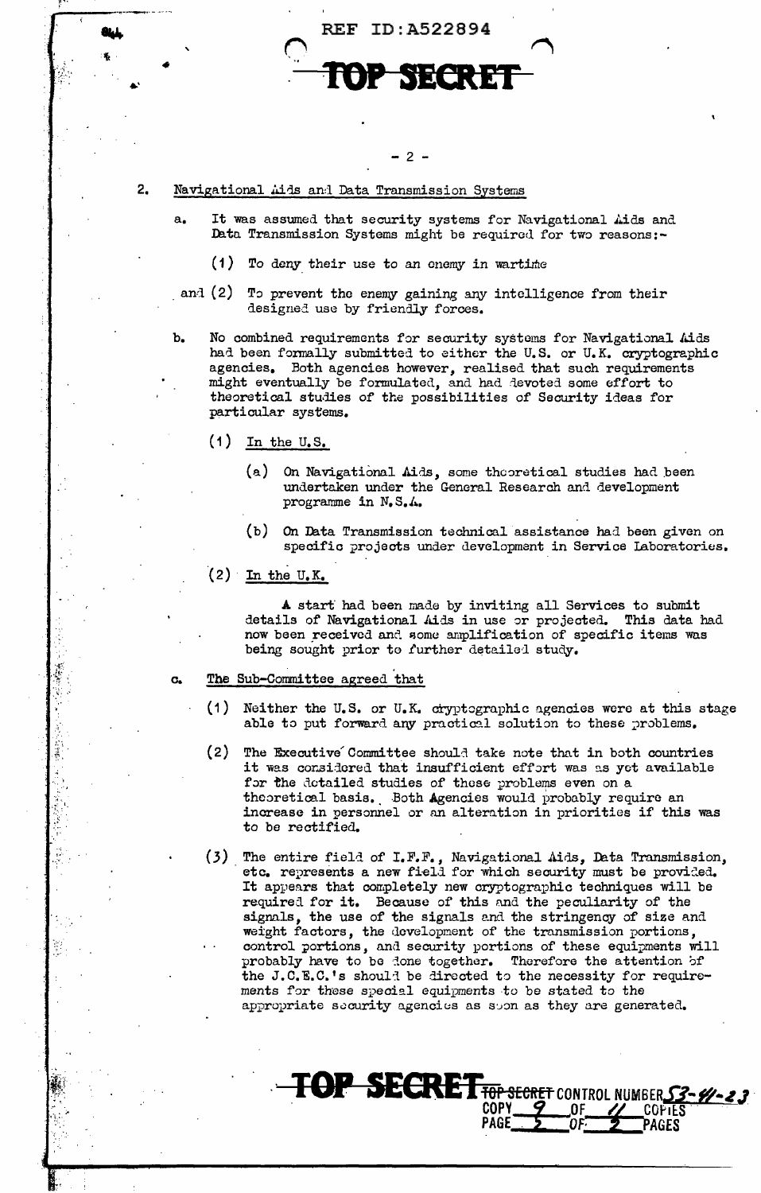2. Navigational Aids and Data Transmission Systems

a. It was assumed that security systems for Navigational Aids and Data Transmission Systems might be required for two reasons:-

(1) To deny their use to an enemy in wartime

and (2) To prevent the enemy gaining any intelligence from their designed use by friendly forces.

b. No combined requirements for security systems for Navigational Aids had been formally submitted to either the U.S. or U.K. cryptographic agencies. Both agencies however, realised that such requirements might eventually be formulated, and had devoted some effort to theoretical studies of the possibilities of Security ideas for particular systems.

(1) In the U.S.

(a) On Navigational Aids, some theoretical studies had been undertaken under the General Research and development programme in N.S.A.

(b) On Data Transmission technical assistance had been given on specific projects under development in Service Laboratories.

(2) In the U.K.

A start had been made by inviting all Services to submit details of Navigational Aids in use or projected. This data had now been received and some amplification of specific items was being sought prior to further detailed study.

c. The Sub-Committee agreed that

(1) Neither the U.S. or U.K. cryptographic agencies were at this stage able to put forward any practical solution to these problems.

(2) The Executive Committee should take note that in both countries it was considered that insufficient effort was as yet available for the detailed studies of these problems even on a theoretical basis. Both Agencies would probably require an increase in personnel or an alteration in priorities if this was to be rectified.

(3) The entire field of I.F.F., Navigational Aids, Data Transmission, etc. represents a new field for which security must be provided. It appears that completely new cryptographic techniques will be required for it. Because of this and the peculiarity of the signals, the use of the signals and the stringency of size and weight factors, the development of the transmission portions, control portions, and security portions of these equipments will probably have to be done together. Therefore the attention of the J.C.E.C.'s should be directed to the necessity for requirements for these special equipments to be stated to the appropriate security agencies as soon as they are generated.

TOP SECRET CONTROL NUMBER 53-41-23
COPY 9 OF 11 COPIES
PAGE 2 OF 2 PAGES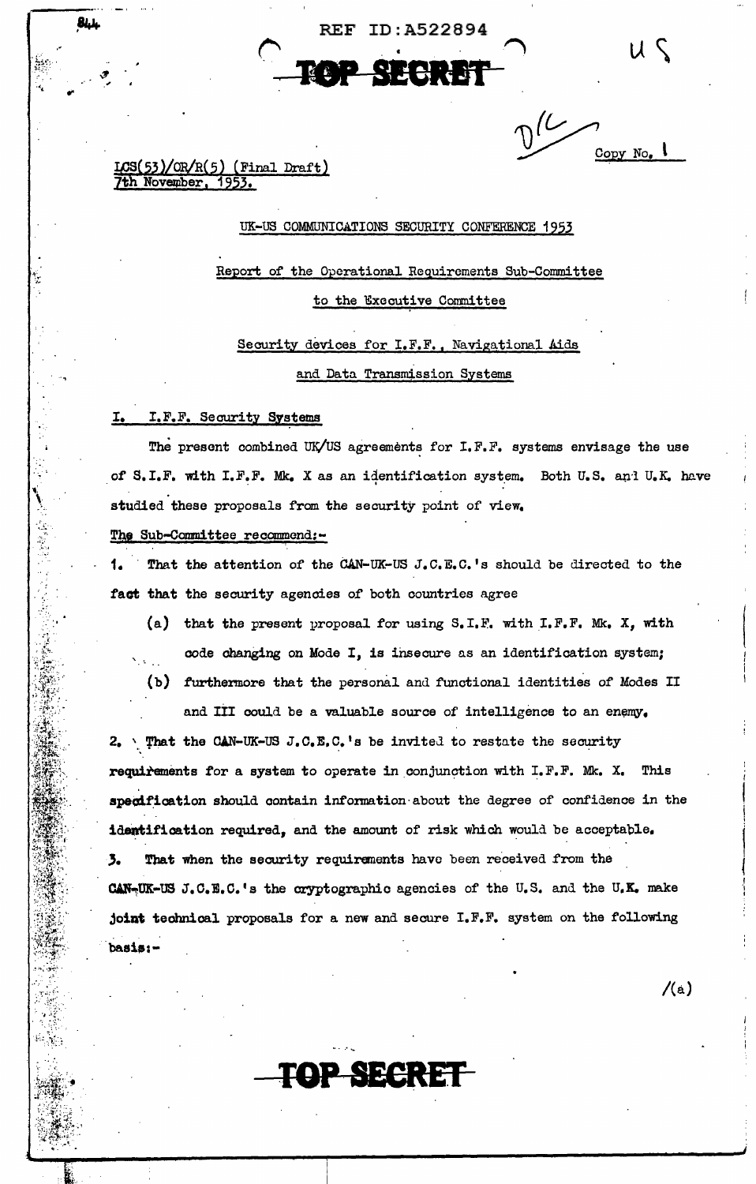REF ID:A522894

TOP SECRET

US

D/C

Copy No. 1

LCS(53)/OR/R(5) (Final Draft)
7th November, 1953.

UK-US COMMUNICATIONS SECURITY CONFERENCE 1953

Report of the Operational Requirements Sub-Committee

to the Executive Committee

Security devices for I.F.F., Navigational Aids

and Data Transmission Systems

## I. I.F.F. Security Systems

The present combined UK/US agreements for I.F.F. systems envisage the use of S.I.F. with I.F.F. Mk. X as an identification system. Both U.S. and U.K. have studied these proposals from the security point of view.

The Sub-Committee recommend:-

1. That the attention of the CAN-UK-US J.C.E.C.'s should be directed to the fact that the security agencies of both countries agree
   - (a) that the present proposal for using S.I.F. with I.F.F. Mk. X, with code changing on Mode I, is insecure as an identification system;
   - (b) furthermore that the personal and functional identities of Modes II and III could be a valuable source of intelligence to an enemy.
2. That the CAN-UK-US J.C.E.C.'s be invited to restate the security requirements for a system to operate in conjunction with I.F.F. Mk. X. This specification should contain information about the degree of confidence in the identification required, and the amount of risk which would be acceptable.
3. That when the security requirements have been received from the CAN-UK-US J.C.E.C.'s the cryptographic agencies of the U.S. and the U.K. make joint technical proposals for a new and secure I.F.F. system on the following basis:-

/(a)

TOP SECRET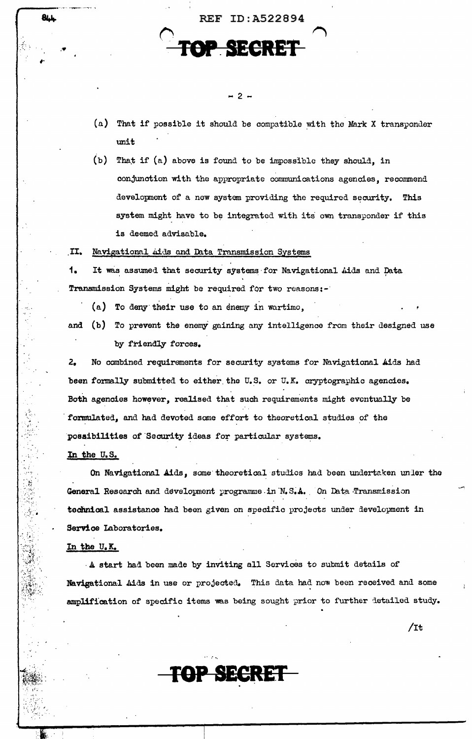(a) That if possible it should be compatible with the Mark X transponder unit

(b) That if (a) above is found to be impossible they should, in conjunction with the appropriate communications agencies, recommend development of a new system providing the required security. This system might have to be integrated with its own transponder if this is deemed advisable.

II. Navigational Aids and Data Transmission Systems

1. It was assumed that security systems for Navigational Aids and Data Transmission Systems might be required for two reasons:-

(a) To deny their use to an enemy in wartimo,

and (b) To prevent the enemy gaining any intelligence from their designed use by friendly forces.

2. No combined requirements for security systems for Navigational Aids had been formally submitted to either the U.S. or U.K. cryptographic agencies. Both agencies however, realised that such requirements might eventually be formulated, and had devoted some effort to theoretical studies of the possibilities of Security ideas for particular systems.

In the U.S.

On Navigational Aids, some theoretical studies had been undertaken under the General Research and development programme in N.S.A. On Data Transmission technical assistance had been given on specific projects under development in Service Laboratories.

In the U.K.

A start had been made by inviting all Services to submit details of Navigational Aids in use or projected. This data had now been received and some amplification of specific items was being sought prior to further detailed study.

/It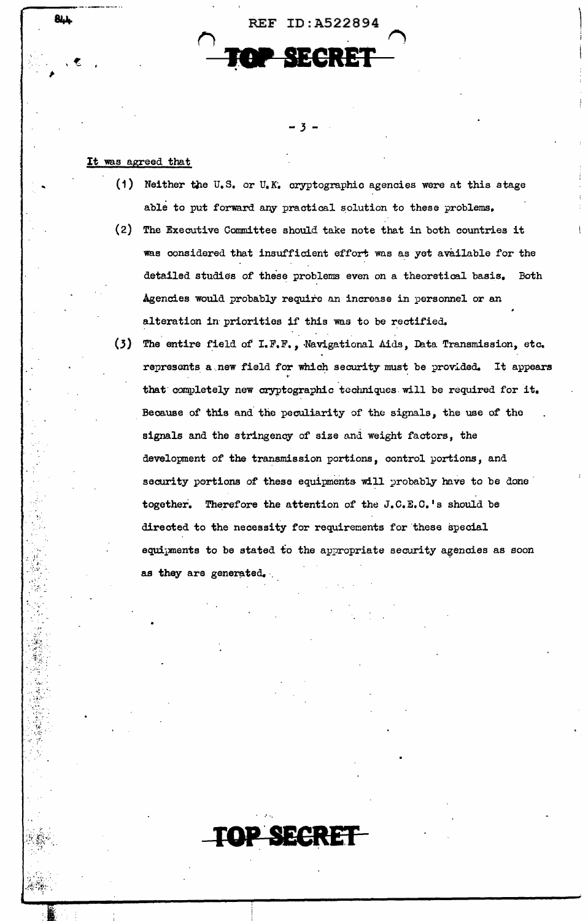It was agreed that

(1) Neither the U.S. or U.K. cryptographic agencies were at this stage able to put forward any practical solution to these problems.

(2) The Executive Committee should take note that in both countries it was considered that insufficient effort was as yet available for the detailed studies of these problems even on a theoretical basis. Both Agencies would probably require an increase in personnel or an alteration in priorities if this was to be rectified.

(3) The entire field of I.F.F., Navigational Aids, Data Transmission, etc. represents a new field for which security must be provided. It appears that completely new cryptographic techniques will be required for it. Because of this and the peculiarity of the signals, the use of the signals and the stringency of size and weight factors, the development of the transmission portions, control portions, and security portions of these equipments will probably have to be done together. Therefore the attention of the J.C.E.C.'s should be directed to the necessity for requirements for these special equipments to be stated to the appropriate security agencies as soon as they are generated.